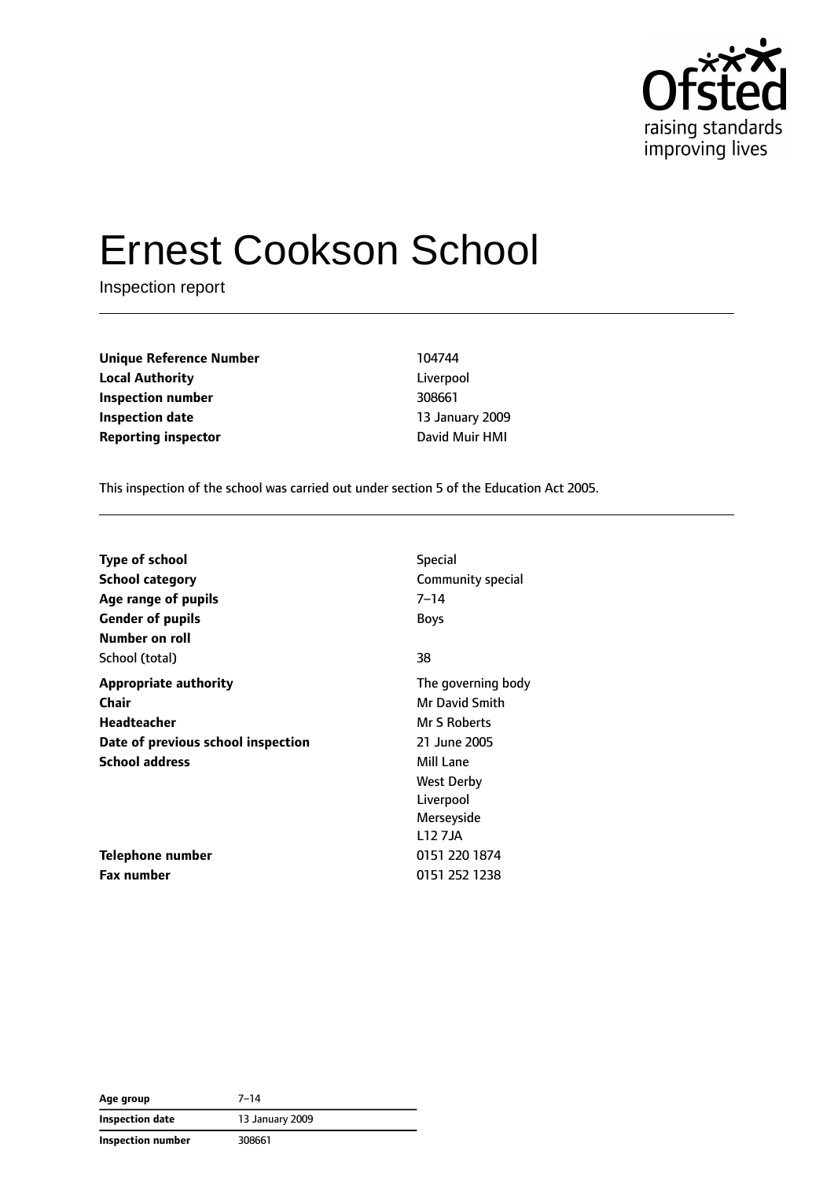# Ernest Cookson School

Inspection report

| | |
|---|---|
| **Unique Reference Number** | 104744 |
| **Local Authority** | Liverpool |
| **Inspection number** | 308661 |
| **Inspection date** | 13 January 2009 |
| **Reporting inspector** | David Muir HMI |

This inspection of the school was carried out under section 5 of the Education Act 2005.

| | |
|---|---|
| **Type of school** | Special |
| **School category** | Community special |
| **Age range of pupils** | 7–14 |
| **Gender of pupils** | Boys |
| **Number on roll** | |
| School (total) | 38 |
| **Appropriate authority** | The governing body |
| **Chair** | Mr David Smith |
| **Headteacher** | Mr S Roberts |
| **Date of previous school inspection** | 21 June 2005 |
| **School address** | Mill Lane<br>West Derby<br>Liverpool<br>Merseyside<br>L12 7JA |
| **Telephone number** | 0151 220 1874 |
| **Fax number** | 0151 252 1238 |

| | |
|---|---|
| **Age group** | 7–14 |
| **Inspection date** | 13 January 2009 |
| **Inspection number** | 308661 |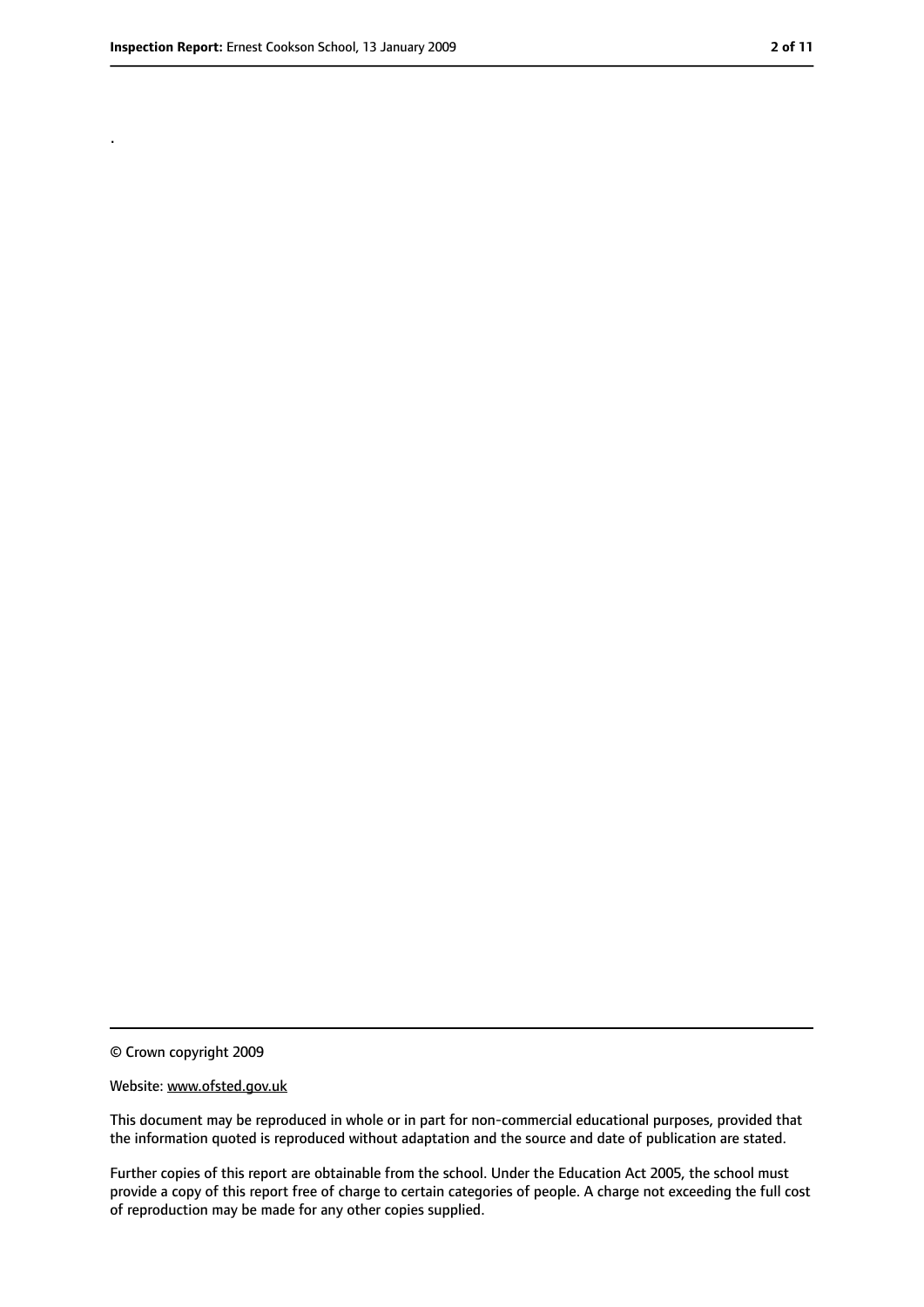.

© Crown copyright 2009

Website: www.ofsted.gov.uk

This document may be reproduced in whole or in part for non-commercial educational purposes, provided that the information quoted is reproduced without adaptation and the source and date of publication are stated.

Further copies of this report are obtainable from the school. Under the Education Act 2005, the school must provide a copy of this report free of charge to certain categories of people. A charge not exceeding the full cost of reproduction may be made for any other copies supplied.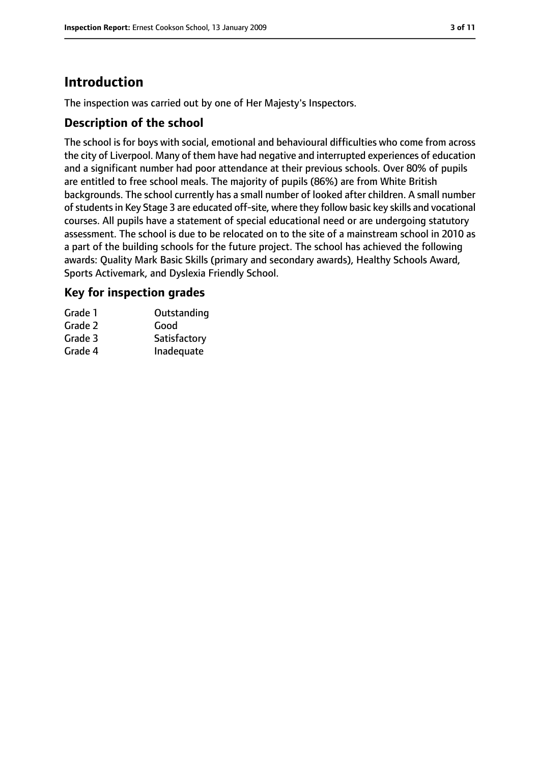## Introduction

The inspection was carried out by one of Her Majesty's Inspectors.

### Description of the school

The school is for boys with social, emotional and behavioural difficulties who come from across the city of Liverpool. Many of them have had negative and interrupted experiences of education and a significant number had poor attendance at their previous schools. Over 80% of pupils are entitled to free school meals. The majority of pupils (86%) are from White British backgrounds. The school currently has a small number of looked after children. A small number of students in Key Stage 3 are educated off-site, where they follow basic key skills and vocational courses. All pupils have a statement of special educational need or are undergoing statutory assessment. The school is due to be relocated on to the site of a mainstream school in 2010 as a part of the building schools for the future project. The school has achieved the following awards: Quality Mark Basic Skills (primary and secondary awards), Healthy Schools Award, Sports Activemark, and Dyslexia Friendly School.

### Key for inspection grades

| | |
|---|---|
| Grade 1 | Outstanding |
| Grade 2 | Good |
| Grade 3 | Satisfactory |
| Grade 4 | Inadequate |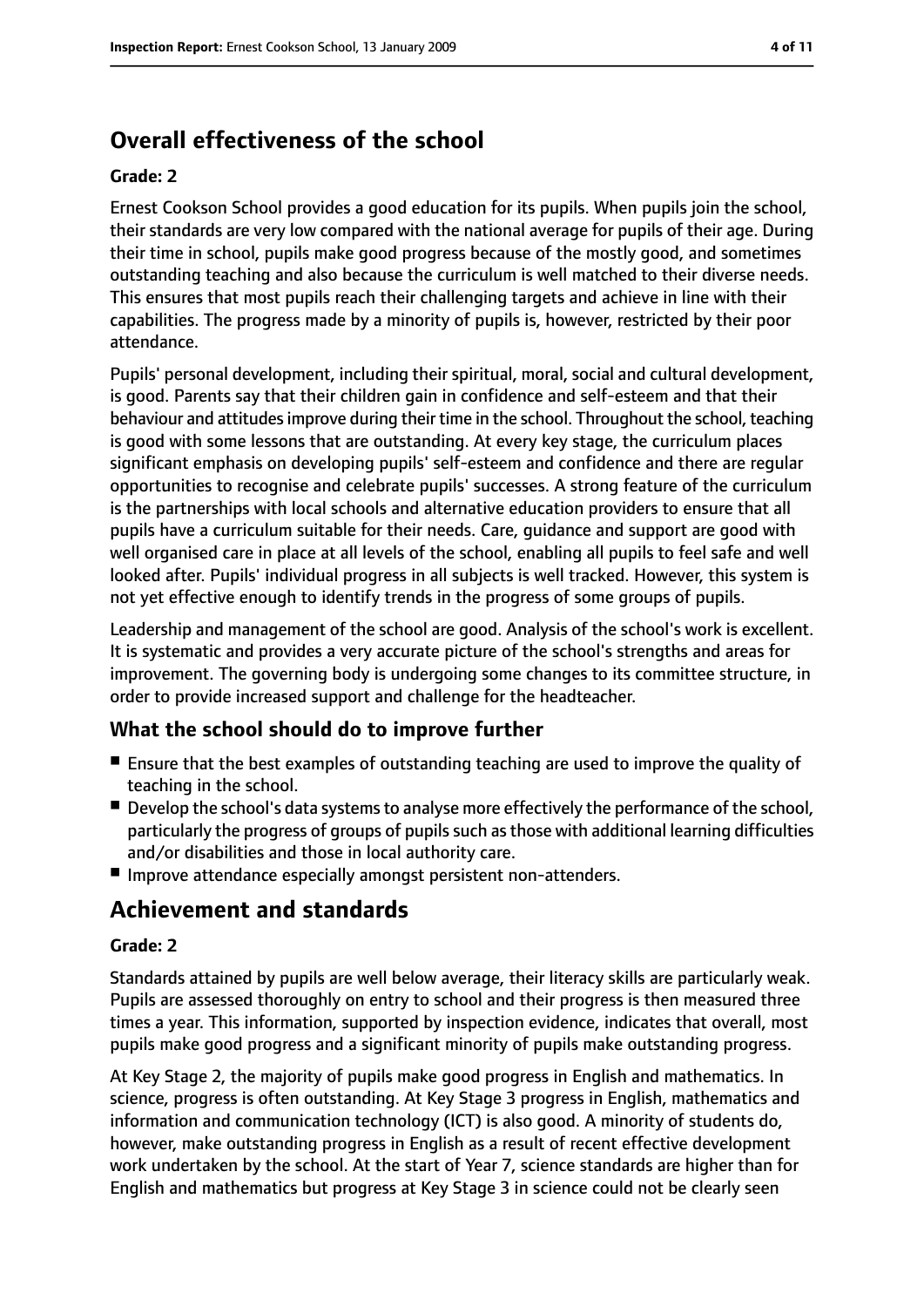## Overall effectiveness of the school

**Grade: 2**

Ernest Cookson School provides a good education for its pupils. When pupils join the school, their standards are very low compared with the national average for pupils of their age. During their time in school, pupils make good progress because of the mostly good, and sometimes outstanding teaching and also because the curriculum is well matched to their diverse needs. This ensures that most pupils reach their challenging targets and achieve in line with their capabilities. The progress made by a minority of pupils is, however, restricted by their poor attendance.

Pupils' personal development, including their spiritual, moral, social and cultural development, is good. Parents say that their children gain in confidence and self-esteem and that their behaviour and attitudes improve during their time in the school. Throughout the school, teaching is good with some lessons that are outstanding. At every key stage, the curriculum places significant emphasis on developing pupils' self-esteem and confidence and there are regular opportunities to recognise and celebrate pupils' successes. A strong feature of the curriculum is the partnerships with local schools and alternative education providers to ensure that all pupils have a curriculum suitable for their needs. Care, guidance and support are good with well organised care in place at all levels of the school, enabling all pupils to feel safe and well looked after. Pupils' individual progress in all subjects is well tracked. However, this system is not yet effective enough to identify trends in the progress of some groups of pupils.

Leadership and management of the school are good. Analysis of the school's work is excellent. It is systematic and provides a very accurate picture of the school's strengths and areas for improvement. The governing body is undergoing some changes to its committee structure, in order to provide increased support and challenge for the headteacher.

### What the school should do to improve further

- Ensure that the best examples of outstanding teaching are used to improve the quality of teaching in the school.
- Develop the school's data systems to analyse more effectively the performance of the school, particularly the progress of groups of pupils such as those with additional learning difficulties and/or disabilities and those in local authority care.
- Improve attendance especially amongst persistent non-attenders.

## Achievement and standards

**Grade: 2**

Standards attained by pupils are well below average, their literacy skills are particularly weak. Pupils are assessed thoroughly on entry to school and their progress is then measured three times a year. This information, supported by inspection evidence, indicates that overall, most pupils make good progress and a significant minority of pupils make outstanding progress.

At Key Stage 2, the majority of pupils make good progress in English and mathematics. In science, progress is often outstanding. At Key Stage 3 progress in English, mathematics and information and communication technology (ICT) is also good. A minority of students do, however, make outstanding progress in English as a result of recent effective development work undertaken by the school. At the start of Year 7, science standards are higher than for English and mathematics but progress at Key Stage 3 in science could not be clearly seen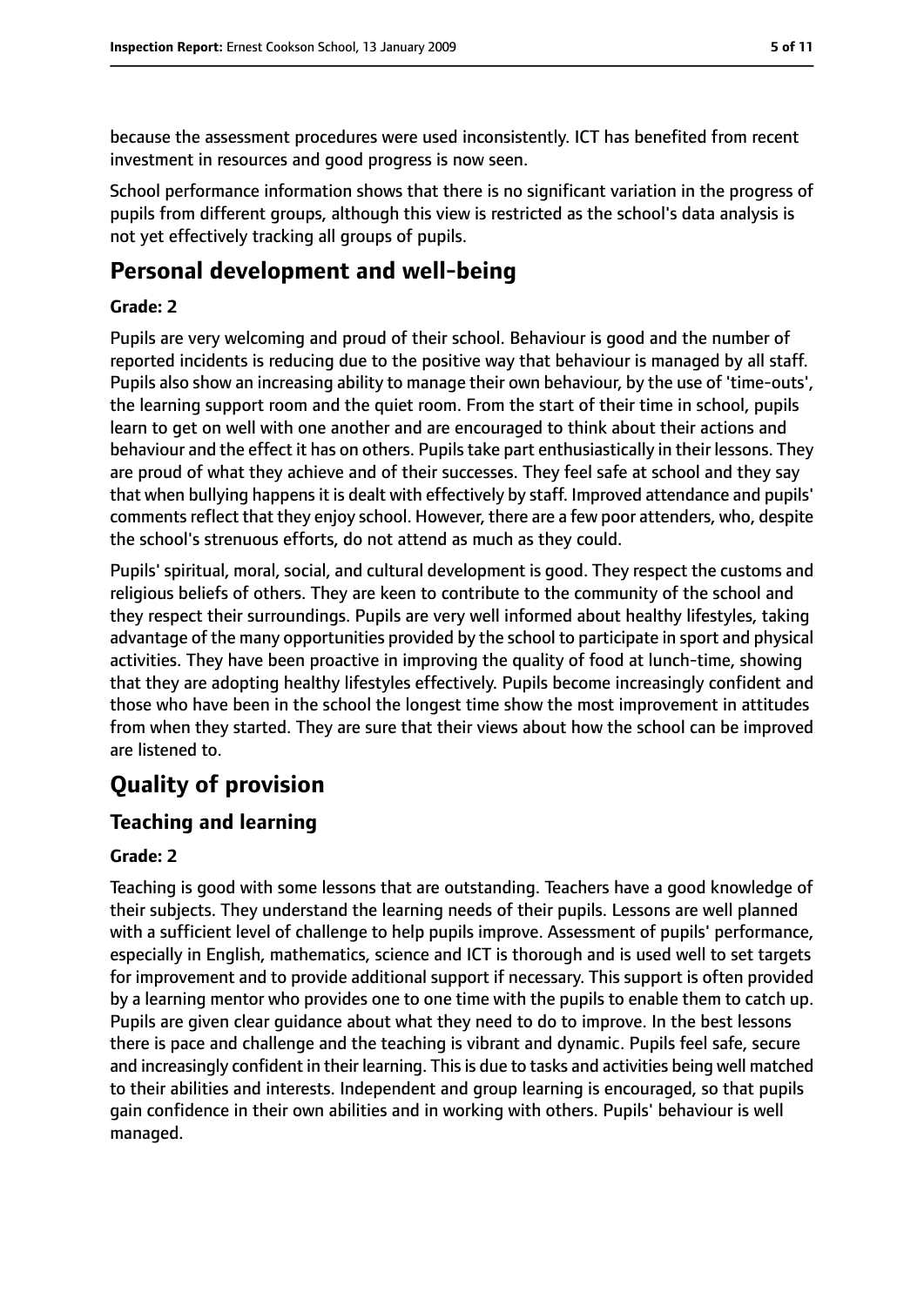because the assessment procedures were used inconsistently. ICT has benefited from recent investment in resources and good progress is now seen.

School performance information shows that there is no significant variation in the progress of pupils from different groups, although this view is restricted as the school's data analysis is not yet effectively tracking all groups of pupils.

## Personal development and well-being

**Grade: 2**

Pupils are very welcoming and proud of their school. Behaviour is good and the number of reported incidents is reducing due to the positive way that behaviour is managed by all staff. Pupils also show an increasing ability to manage their own behaviour, by the use of 'time-outs', the learning support room and the quiet room. From the start of their time in school, pupils learn to get on well with one another and are encouraged to think about their actions and behaviour and the effect it has on others. Pupils take part enthusiastically in their lessons. They are proud of what they achieve and of their successes. They feel safe at school and they say that when bullying happens it is dealt with effectively by staff. Improved attendance and pupils' comments reflect that they enjoy school. However, there are a few poor attenders, who, despite the school's strenuous efforts, do not attend as much as they could.

Pupils' spiritual, moral, social, and cultural development is good. They respect the customs and religious beliefs of others. They are keen to contribute to the community of the school and they respect their surroundings. Pupils are very well informed about healthy lifestyles, taking advantage of the many opportunities provided by the school to participate in sport and physical activities. They have been proactive in improving the quality of food at lunch-time, showing that they are adopting healthy lifestyles effectively. Pupils become increasingly confident and those who have been in the school the longest time show the most improvement in attitudes from when they started. They are sure that their views about how the school can be improved are listened to.

# Quality of provision

## Teaching and learning

**Grade: 2**

Teaching is good with some lessons that are outstanding. Teachers have a good knowledge of their subjects. They understand the learning needs of their pupils. Lessons are well planned with a sufficient level of challenge to help pupils improve. Assessment of pupils' performance, especially in English, mathematics, science and ICT is thorough and is used well to set targets for improvement and to provide additional support if necessary. This support is often provided by a learning mentor who provides one to one time with the pupils to enable them to catch up. Pupils are given clear guidance about what they need to do to improve. In the best lessons there is pace and challenge and the teaching is vibrant and dynamic. Pupils feel safe, secure and increasingly confident in their learning. This is due to tasks and activities being well matched to their abilities and interests. Independent and group learning is encouraged, so that pupils gain confidence in their own abilities and in working with others. Pupils' behaviour is well managed.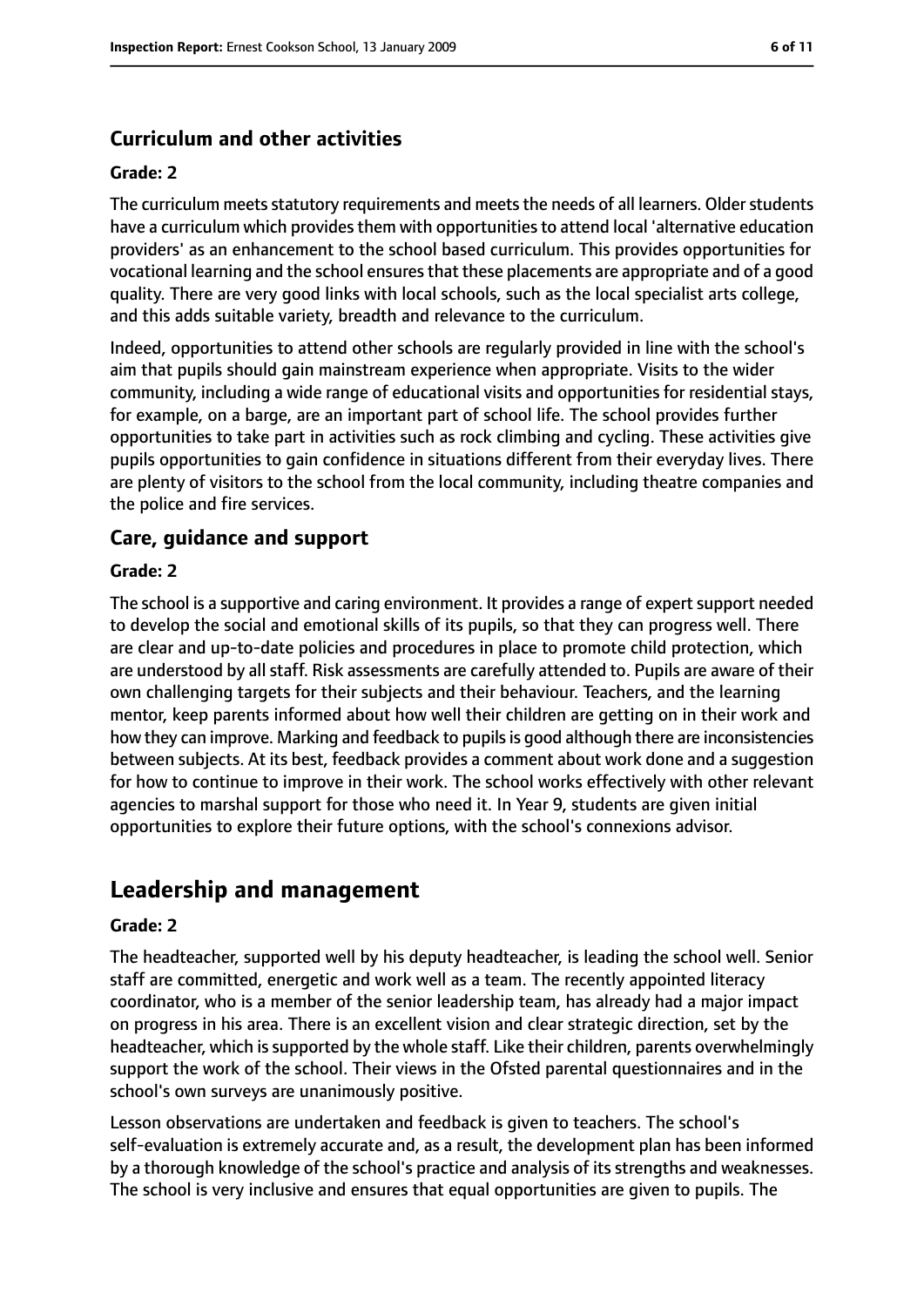### Curriculum and other activities

#### Grade: 2

The curriculum meets statutory requirements and meets the needs of all learners. Older students have a curriculum which provides them with opportunities to attend local 'alternative education providers' as an enhancement to the school based curriculum. This provides opportunities for vocational learning and the school ensures that these placements are appropriate and of a good quality. There are very good links with local schools, such as the local specialist arts college, and this adds suitable variety, breadth and relevance to the curriculum.

Indeed, opportunities to attend other schools are regularly provided in line with the school's aim that pupils should gain mainstream experience when appropriate. Visits to the wider community, including a wide range of educational visits and opportunities for residential stays, for example, on a barge, are an important part of school life. The school provides further opportunities to take part in activities such as rock climbing and cycling. These activities give pupils opportunities to gain confidence in situations different from their everyday lives. There are plenty of visitors to the school from the local community, including theatre companies and the police and fire services.

### Care, guidance and support

#### Grade: 2

The school is a supportive and caring environment. It provides a range of expert support needed to develop the social and emotional skills of its pupils, so that they can progress well. There are clear and up-to-date policies and procedures in place to promote child protection, which are understood by all staff. Risk assessments are carefully attended to. Pupils are aware of their own challenging targets for their subjects and their behaviour. Teachers, and the learning mentor, keep parents informed about how well their children are getting on in their work and how they can improve. Marking and feedback to pupils is good although there are inconsistencies between subjects. At its best, feedback provides a comment about work done and a suggestion for how to continue to improve in their work. The school works effectively with other relevant agencies to marshal support for those who need it. In Year 9, students are given initial opportunities to explore their future options, with the school's connexions advisor.

## Leadership and management

#### Grade: 2

The headteacher, supported well by his deputy headteacher, is leading the school well. Senior staff are committed, energetic and work well as a team. The recently appointed literacy coordinator, who is a member of the senior leadership team, has already had a major impact on progress in his area. There is an excellent vision and clear strategic direction, set by the headteacher, which is supported by the whole staff. Like their children, parents overwhelmingly support the work of the school. Their views in the Ofsted parental questionnaires and in the school's own surveys are unanimously positive.

Lesson observations are undertaken and feedback is given to teachers. The school's self-evaluation is extremely accurate and, as a result, the development plan has been informed by a thorough knowledge of the school's practice and analysis of its strengths and weaknesses. The school is very inclusive and ensures that equal opportunities are given to pupils. The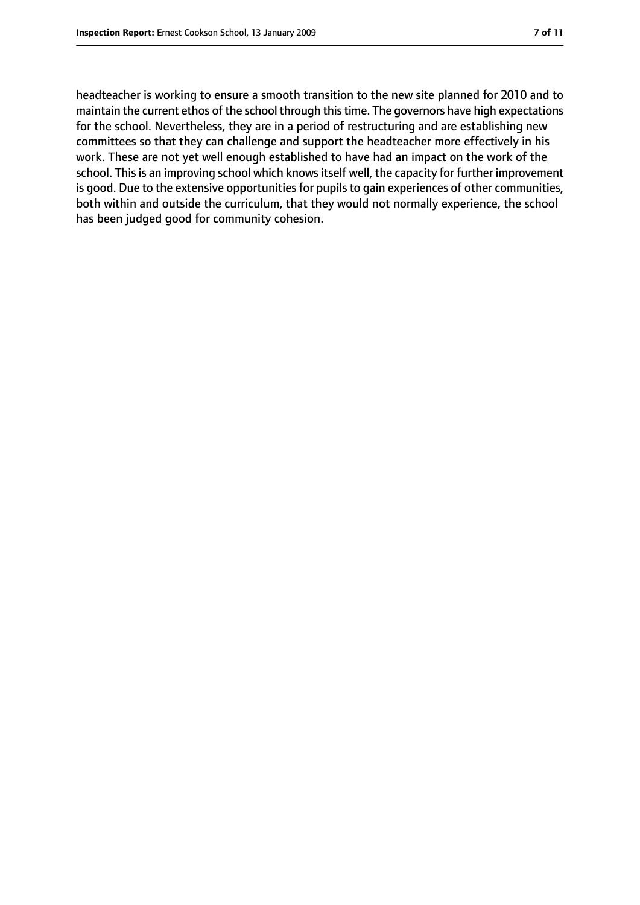headteacher is working to ensure a smooth transition to the new site planned for 2010 and to maintain the current ethos of the school through this time. The governors have high expectations for the school. Nevertheless, they are in a period of restructuring and are establishing new committees so that they can challenge and support the headteacher more effectively in his work. These are not yet well enough established to have had an impact on the work of the school. This is an improving school which knows itself well, the capacity for further improvement is good. Due to the extensive opportunities for pupils to gain experiences of other communities, both within and outside the curriculum, that they would not normally experience, the school has been judged good for community cohesion.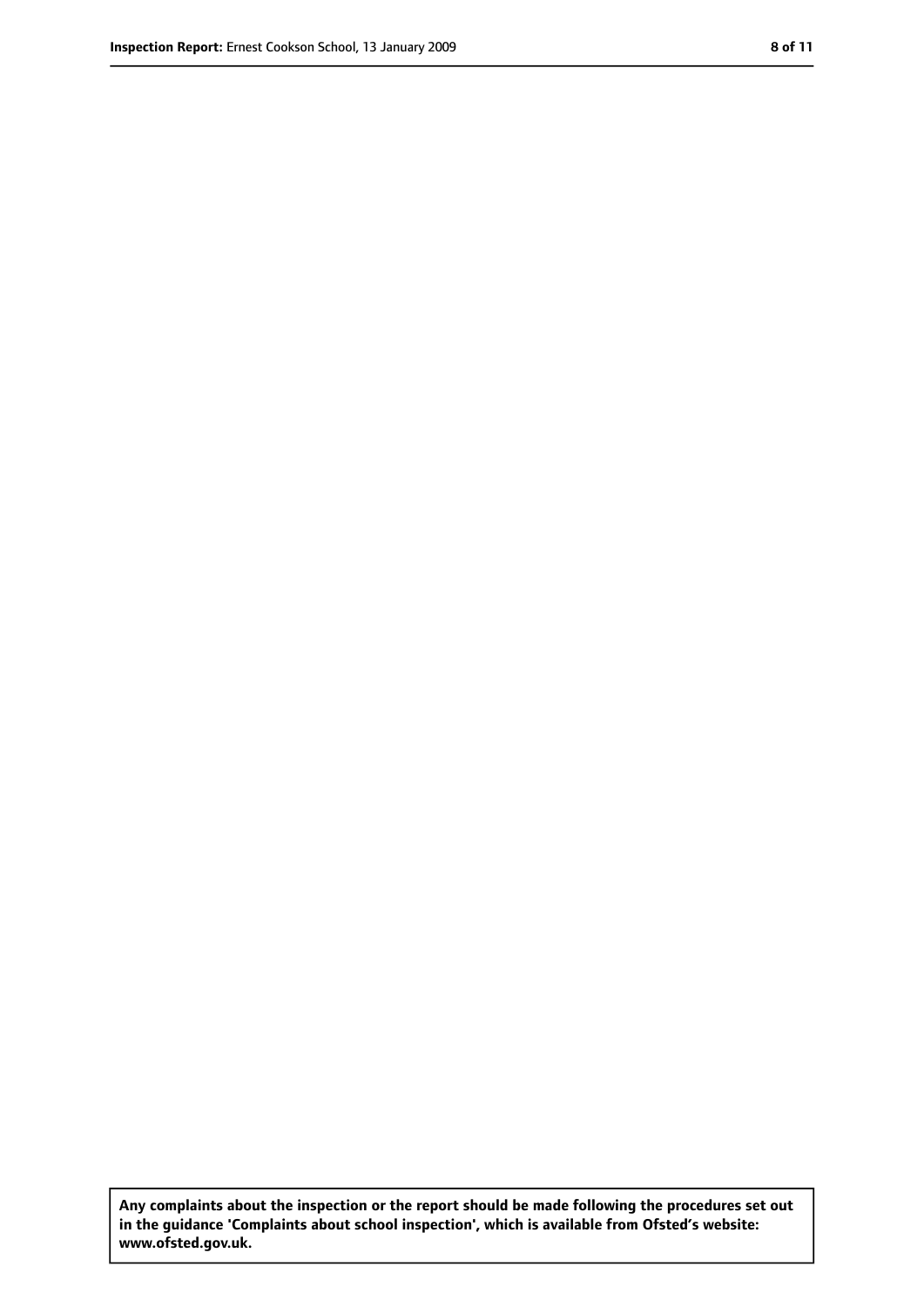**Any complaints about the inspection or the report should be made following the procedures set out in the guidance 'Complaints about school inspection', which is available from Ofsted's website: www.ofsted.gov.uk.**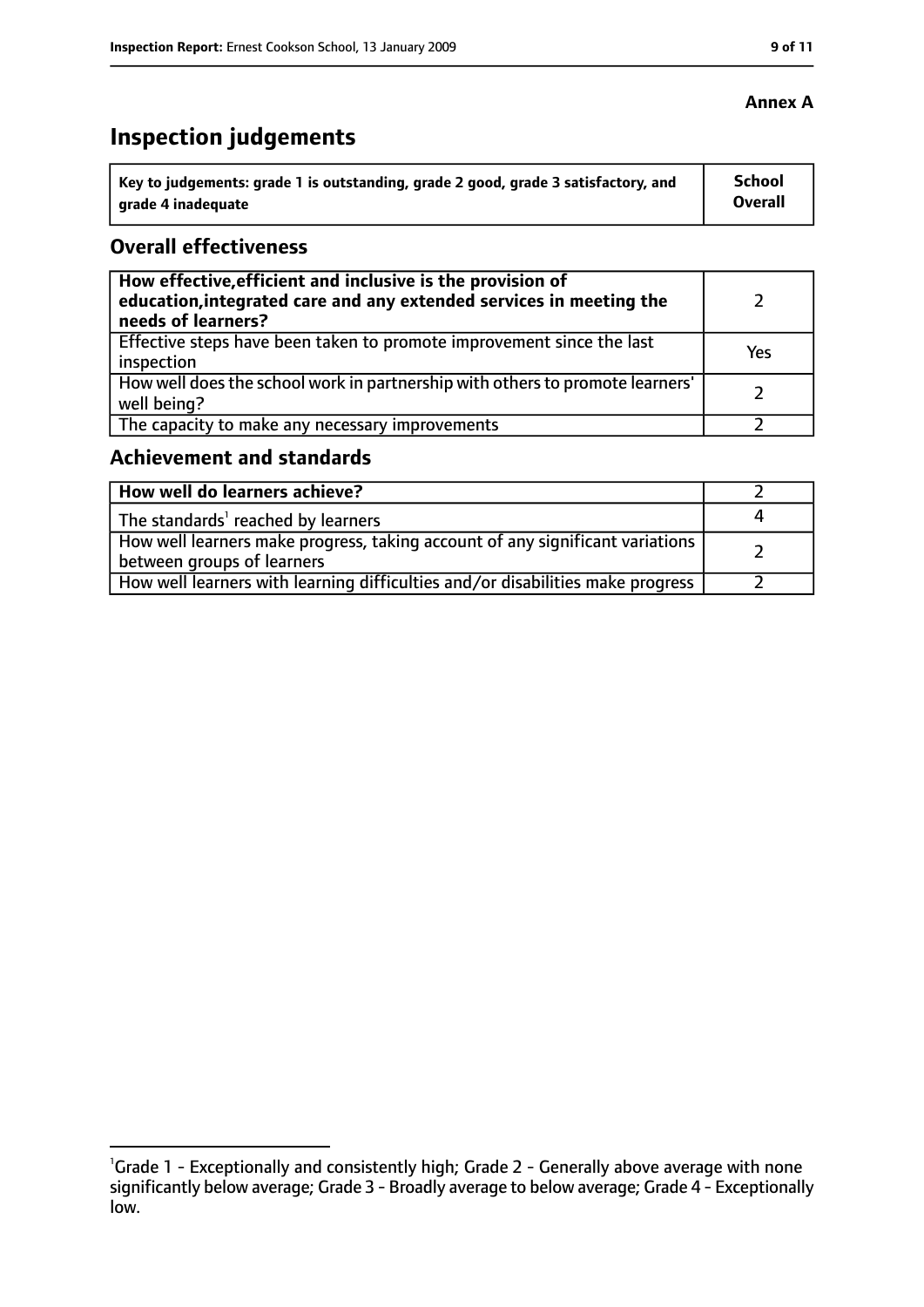**Annex A**

# Inspection judgements

| Key to judgements: grade 1 is outstanding, grade 2 good, grade 3 satisfactory, and grade 4 inadequate | School Overall |
|---|---|

## Overall effectiveness

| | |
|---|---|
| **How effective, efficient and inclusive is the provision of education, integrated care and any extended services in meeting the needs of learners?** | 2 |
| Effective steps have been taken to promote improvement since the last inspection | Yes |
| How well does the school work in partnership with others to promote learners' well being? | 2 |
| The capacity to make any necessary improvements | 2 |

## Achievement and standards

| | |
|---|---|
| **How well do learners achieve?** | 2 |
| The standards[1] reached by learners | 4 |
| How well learners make progress, taking account of any significant variations between groups of learners | 2 |
| How well learners with learning difficulties and/or disabilities make progress | 2 |

[1] Grade 1 - Exceptionally and consistently high; Grade 2 - Generally above average with none significantly below average; Grade 3 - Broadly average to below average; Grade 4 - Exceptionally low.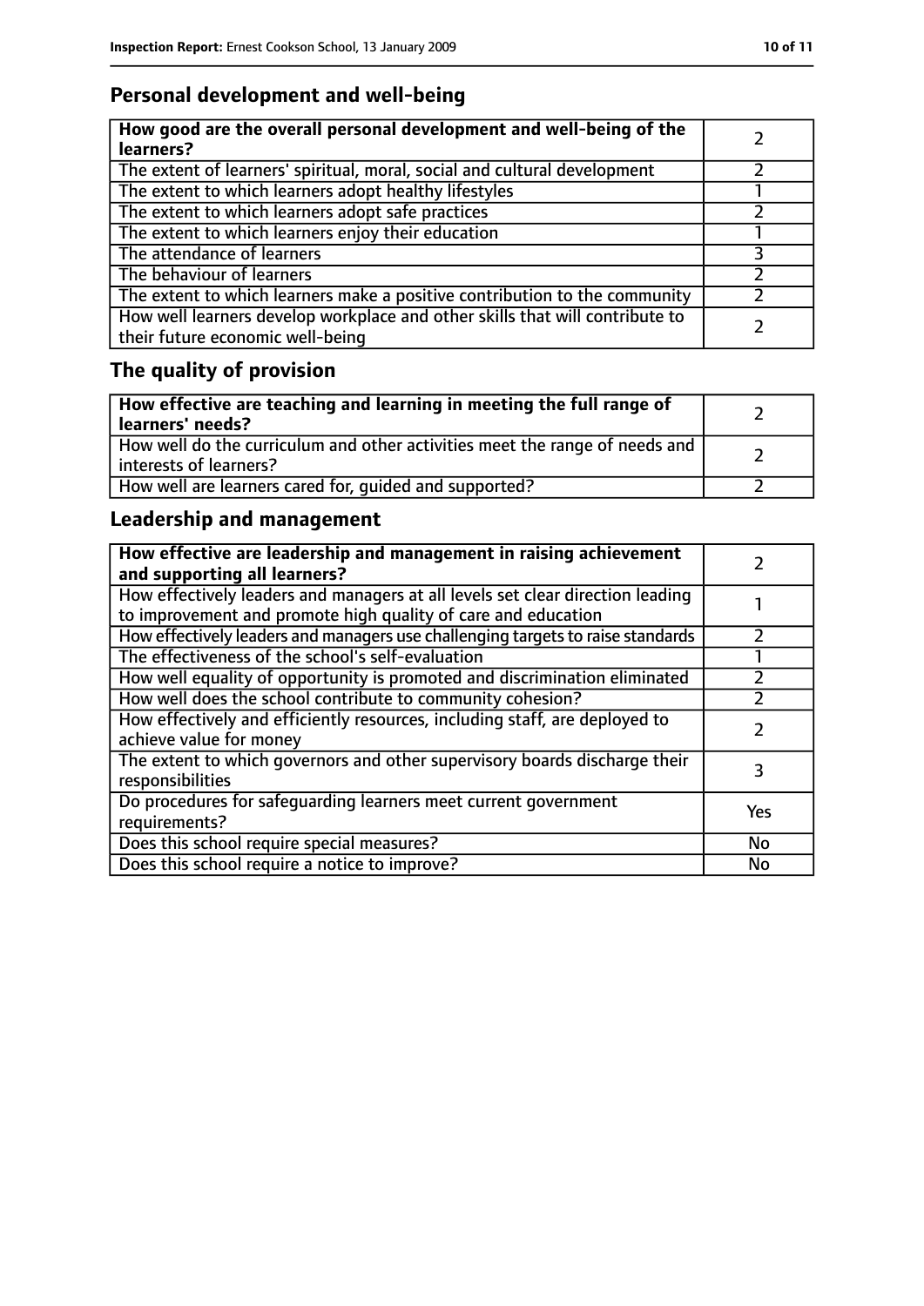## Personal development and well-being

| How good are the overall personal development and well-being of the learners? | 2 |
|---|---|
| The extent of learners' spiritual, moral, social and cultural development | 2 |
| The extent to which learners adopt healthy lifestyles | 1 |
| The extent to which learners adopt safe practices | 2 |
| The extent to which learners enjoy their education | 1 |
| The attendance of learners | 3 |
| The behaviour of learners | 2 |
| The extent to which learners make a positive contribution to the community | 2 |
| How well learners develop workplace and other skills that will contribute to their future economic well-being | 2 |

## The quality of provision

| How effective are teaching and learning in meeting the full range of learners' needs? | 2 |
|---|---|
| How well do the curriculum and other activities meet the range of needs and interests of learners? | 2 |
| How well are learners cared for, guided and supported? | 2 |

## Leadership and management

| How effective are leadership and management in raising achievement and supporting all learners? | 2 |
|---|---|
| How effectively leaders and managers at all levels set clear direction leading to improvement and promote high quality of care and education | 1 |
| How effectively leaders and managers use challenging targets to raise standards | 2 |
| The effectiveness of the school's self-evaluation | 1 |
| How well equality of opportunity is promoted and discrimination eliminated | 2 |
| How well does the school contribute to community cohesion? | 2 |
| How effectively and efficiently resources, including staff, are deployed to achieve value for money | 2 |
| The extent to which governors and other supervisory boards discharge their responsibilities | 3 |
| Do procedures for safeguarding learners meet current government requirements? | Yes |
| Does this school require special measures? | No |
| Does this school require a notice to improve? | No |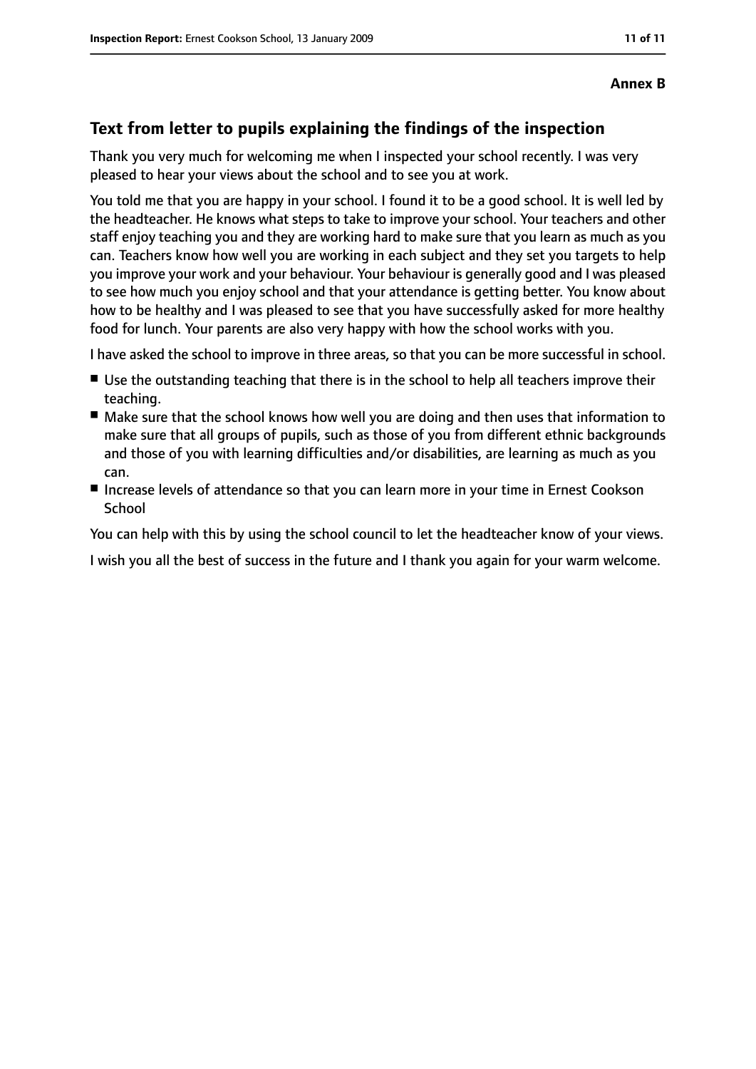**Annex B**

## Text from letter to pupils explaining the findings of the inspection

Thank you very much for welcoming me when I inspected your school recently. I was very pleased to hear your views about the school and to see you at work.

You told me that you are happy in your school. I found it to be a good school. It is well led by the headteacher. He knows what steps to take to improve your school. Your teachers and other staff enjoy teaching you and they are working hard to make sure that you learn as much as you can. Teachers know how well you are working in each subject and they set you targets to help you improve your work and your behaviour. Your behaviour is generally good and I was pleased to see how much you enjoy school and that your attendance is getting better. You know about how to be healthy and I was pleased to see that you have successfully asked for more healthy food for lunch. Your parents are also very happy with how the school works with you.

I have asked the school to improve in three areas, so that you can be more successful in school.

- Use the outstanding teaching that there is in the school to help all teachers improve their teaching.
- Make sure that the school knows how well you are doing and then uses that information to make sure that all groups of pupils, such as those of you from different ethnic backgrounds and those of you with learning difficulties and/or disabilities, are learning as much as you can.
- Increase levels of attendance so that you can learn more in your time in Ernest Cookson School

You can help with this by using the school council to let the headteacher know of your views.

I wish you all the best of success in the future and I thank you again for your warm welcome.